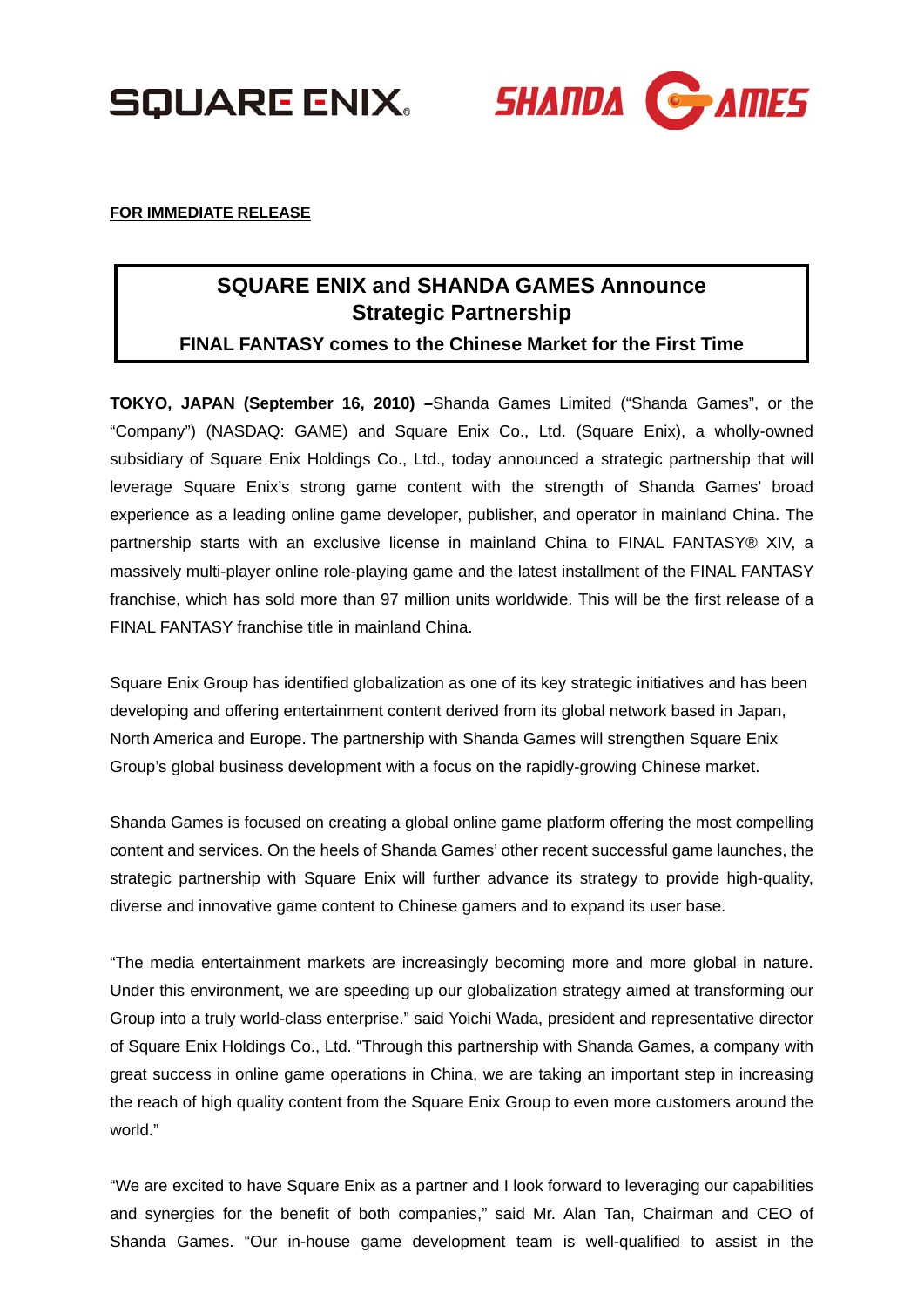SQUARE ENIX SHANDA GAMES

**FOR IMMEDIATE RELEASE**

# SQUARE ENIX and SHANDA GAMES Announce Strategic Partnership

## FINAL FANTASY comes to the Chinese Market for the First Time

**TOKYO, JAPAN (September 16, 2010) –**Shanda Games Limited ("Shanda Games", or the "Company") (NASDAQ: GAME) and Square Enix Co., Ltd. (Square Enix), a wholly-owned subsidiary of Square Enix Holdings Co., Ltd., today announced a strategic partnership that will leverage Square Enix's strong game content with the strength of Shanda Games' broad experience as a leading online game developer, publisher, and operator in mainland China. The partnership starts with an exclusive license in mainland China to FINAL FANTASY® XIV, a massively multi-player online role-playing game and the latest installment of the FINAL FANTASY franchise, which has sold more than 97 million units worldwide. This will be the first release of a FINAL FANTASY franchise title in mainland China.

Square Enix Group has identified globalization as one of its key strategic initiatives and has been developing and offering entertainment content derived from its global network based in Japan, North America and Europe. The partnership with Shanda Games will strengthen Square Enix Group's global business development with a focus on the rapidly-growing Chinese market.

Shanda Games is focused on creating a global online game platform offering the most compelling content and services. On the heels of Shanda Games' other recent successful game launches, the strategic partnership with Square Enix will further advance its strategy to provide high-quality, diverse and innovative game content to Chinese gamers and to expand its user base.

"The media entertainment markets are increasingly becoming more and more global in nature. Under this environment, we are speeding up our globalization strategy aimed at transforming our Group into a truly world-class enterprise." said Yoichi Wada, president and representative director of Square Enix Holdings Co., Ltd. "Through this partnership with Shanda Games, a company with great success in online game operations in China, we are taking an important step in increasing the reach of high quality content from the Square Enix Group to even more customers around the world."

"We are excited to have Square Enix as a partner and I look forward to leveraging our capabilities and synergies for the benefit of both companies," said Mr. Alan Tan, Chairman and CEO of Shanda Games. "Our in-house game development team is well-qualified to assist in the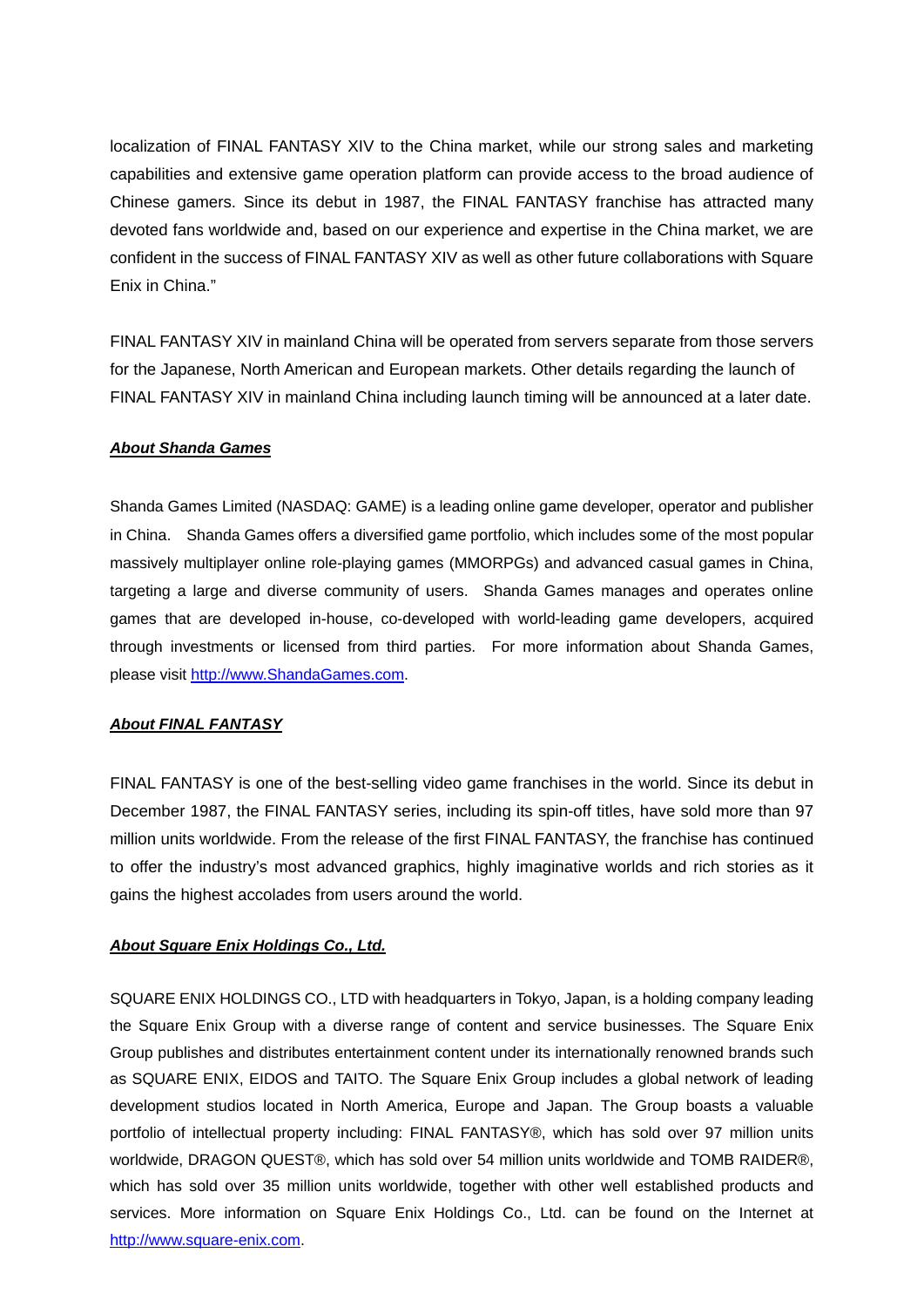localization of FINAL FANTASY XIV to the China market, while our strong sales and marketing capabilities and extensive game operation platform can provide access to the broad audience of Chinese gamers. Since its debut in 1987, the FINAL FANTASY franchise has attracted many devoted fans worldwide and, based on our experience and expertise in the China market, we are confident in the success of FINAL FANTASY XIV as well as other future collaborations with Square Enix in China."

FINAL FANTASY XIV in mainland China will be operated from servers separate from those servers for the Japanese, North American and European markets. Other details regarding the launch of FINAL FANTASY XIV in mainland China including launch timing will be announced at a later date.

***About Shanda Games***

Shanda Games Limited (NASDAQ: GAME) is a leading online game developer, operator and publisher in China. Shanda Games offers a diversified game portfolio, which includes some of the most popular massively multiplayer online role-playing games (MMORPGs) and advanced casual games in China, targeting a large and diverse community of users. Shanda Games manages and operates online games that are developed in-house, co-developed with world-leading game developers, acquired through investments or licensed from third parties. For more information about Shanda Games, please visit [http://www.ShandaGames.com](http://www.ShandaGames.com).

***About FINAL FANTASY***

FINAL FANTASY is one of the best-selling video game franchises in the world. Since its debut in December 1987, the FINAL FANTASY series, including its spin-off titles, have sold more than 97 million units worldwide. From the release of the first FINAL FANTASY, the franchise has continued to offer the industry's most advanced graphics, highly imaginative worlds and rich stories as it gains the highest accolades from users around the world.

***About Square Enix Holdings Co., Ltd.***

SQUARE ENIX HOLDINGS CO., LTD with headquarters in Tokyo, Japan, is a holding company leading the Square Enix Group with a diverse range of content and service businesses. The Square Enix Group publishes and distributes entertainment content under its internationally renowned brands such as SQUARE ENIX, EIDOS and TAITO. The Square Enix Group includes a global network of leading development studios located in North America, Europe and Japan. The Group boasts a valuable portfolio of intellectual property including: FINAL FANTASY®, which has sold over 97 million units worldwide, DRAGON QUEST®, which has sold over 54 million units worldwide and TOMB RAIDER®, which has sold over 35 million units worldwide, together with other well established products and services. More information on Square Enix Holdings Co., Ltd. can be found on the Internet at [http://www.square-enix.com](http://www.square-enix.com).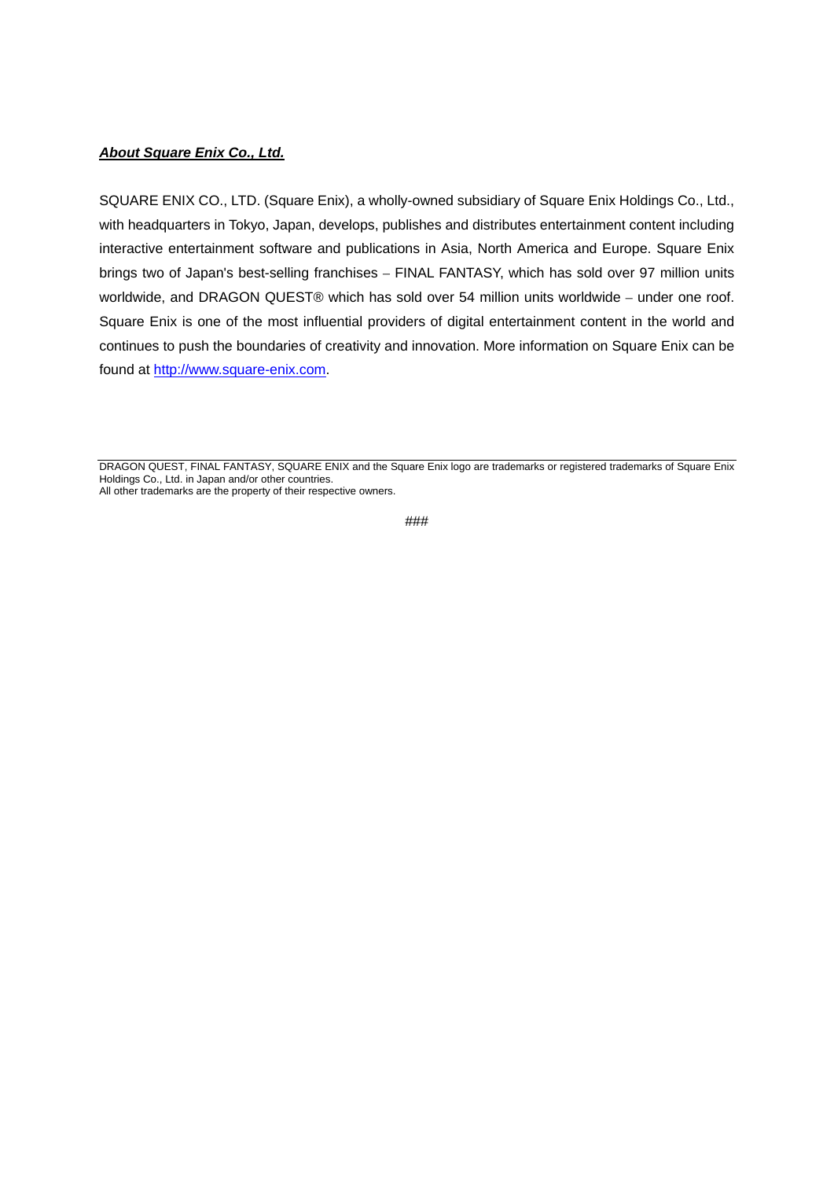***About Square Enix Co., Ltd.***

SQUARE ENIX CO., LTD. (Square Enix), a wholly-owned subsidiary of Square Enix Holdings Co., Ltd., with headquarters in Tokyo, Japan, develops, publishes and distributes entertainment content including interactive entertainment software and publications in Asia, North America and Europe. Square Enix brings two of Japan's best-selling franchises – FINAL FANTASY, which has sold over 97 million units worldwide, and DRAGON QUEST® which has sold over 54 million units worldwide – under one roof. Square Enix is one of the most influential providers of digital entertainment content in the world and continues to push the boundaries of creativity and innovation. More information on Square Enix can be found at [http://www.square-enix.com](http://www.square-enix.com).

---

DRAGON QUEST, FINAL FANTASY, SQUARE ENIX and the Square Enix logo are trademarks or registered trademarks of Square Enix Holdings Co., Ltd. in Japan and/or other countries.
All other trademarks are the property of their respective owners.

###